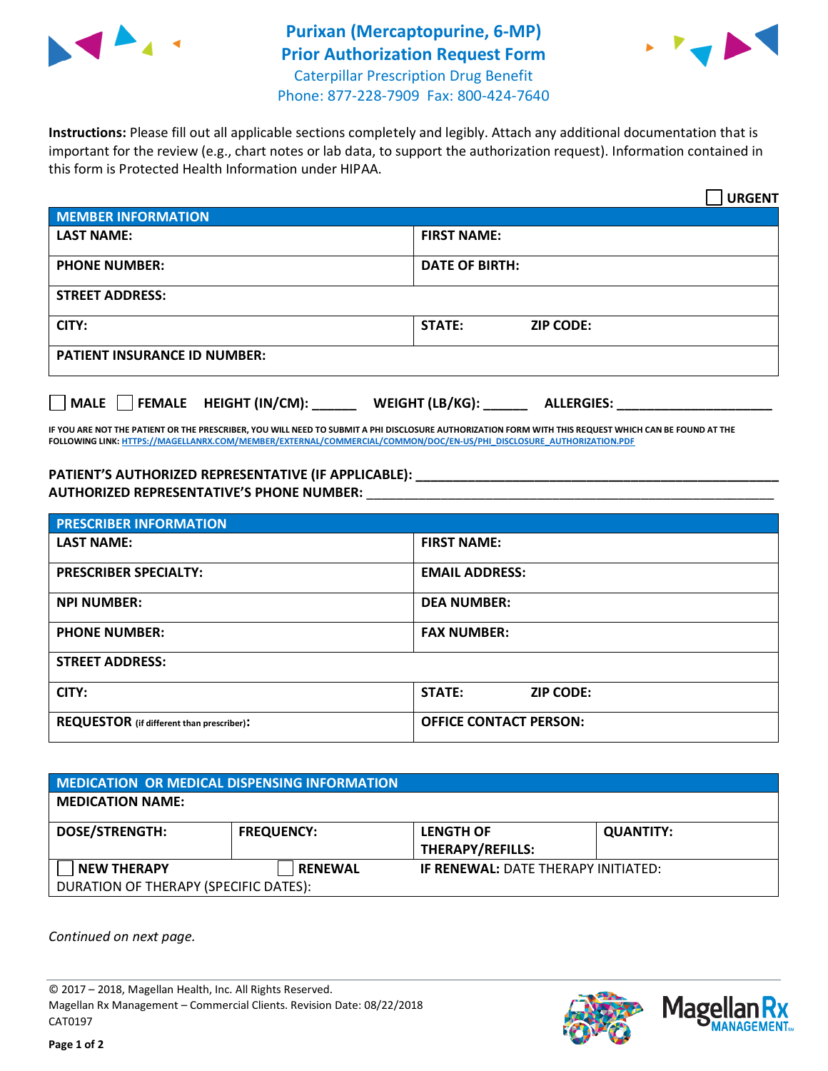# Purixan (Mercaptopurine, 6-MP) Prior Authorization Request Form

Caterpillar Prescription Drug Benefit
Phone: 877-228-7909 Fax: 800-424-7640

**Instructions:** Please fill out all applicable sections completely and legibly. Attach any additional documentation that is important for the review (e.g., chart notes or lab data, to support the authorization request). Information contained in this form is Protected Health Information under HIPAA.

☐ **URGENT**

| MEMBER INFORMATION | |
|---|---|
| **LAST NAME:** | **FIRST NAME:** |
| **PHONE NUMBER:** | **DATE OF BIRTH:** |
| **STREET ADDRESS:** | |
| **CITY:** | **STATE:** **ZIP CODE:** |
| **PATIENT INSURANCE ID NUMBER:** | |

☐ **MALE** ☐ **FEMALE** **HEIGHT (IN/CM):** ______ **WEIGHT (LB/KG):** ______ **ALLERGIES:** ____________________

**IF YOU ARE NOT THE PATIENT OR THE PRESCRIBER, YOU WILL NEED TO SUBMIT A PHI DISCLOSURE AUTHORIZATION FORM WITH THIS REQUEST WHICH CAN BE FOUND AT THE FOLLOWING LINK:** HTTPS://MAGELLANRX.COM/MEMBER/EXTERNAL/COMMERCIAL/COMMON/DOC/EN-US/PHI_DISCLOSURE_AUTHORIZATION.PDF

**PATIENT'S AUTHORIZED REPRESENTATIVE (IF APPLICABLE):** ____________________________________________
**AUTHORIZED REPRESENTATIVE'S PHONE NUMBER:** ____________________________________________

| PRESCRIBER INFORMATION | |
|---|---|
| **LAST NAME:** | **FIRST NAME:** |
| **PRESCRIBER SPECIALTY:** | **EMAIL ADDRESS:** |
| **NPI NUMBER:** | **DEA NUMBER:** |
| **PHONE NUMBER:** | **FAX NUMBER:** |
| **STREET ADDRESS:** | |
| **CITY:** | **STATE:** **ZIP CODE:** |
| **REQUESTOR** (if different than prescriber)**:** | **OFFICE CONTACT PERSON:** |

| MEDICATION OR MEDICAL DISPENSING INFORMATION | | | |
|---|---|---|---|
| **MEDICATION NAME:** | | | |
| **DOSE/STRENGTH:** | **FREQUENCY:** | **LENGTH OF THERAPY/REFILLS:** | **QUANTITY:** |
| ☐ **NEW THERAPY** | ☐ **RENEWAL** | **IF RENEWAL:** DATE THERAPY INITIATED: | |
| DURATION OF THERAPY (SPECIFIC DATES): | | | |

*Continued on next page.*

© 2017 – 2018, Magellan Health, Inc. All Rights Reserved.
Magellan Rx Management – Commercial Clients. Revision Date: 08/22/2018
CAT0197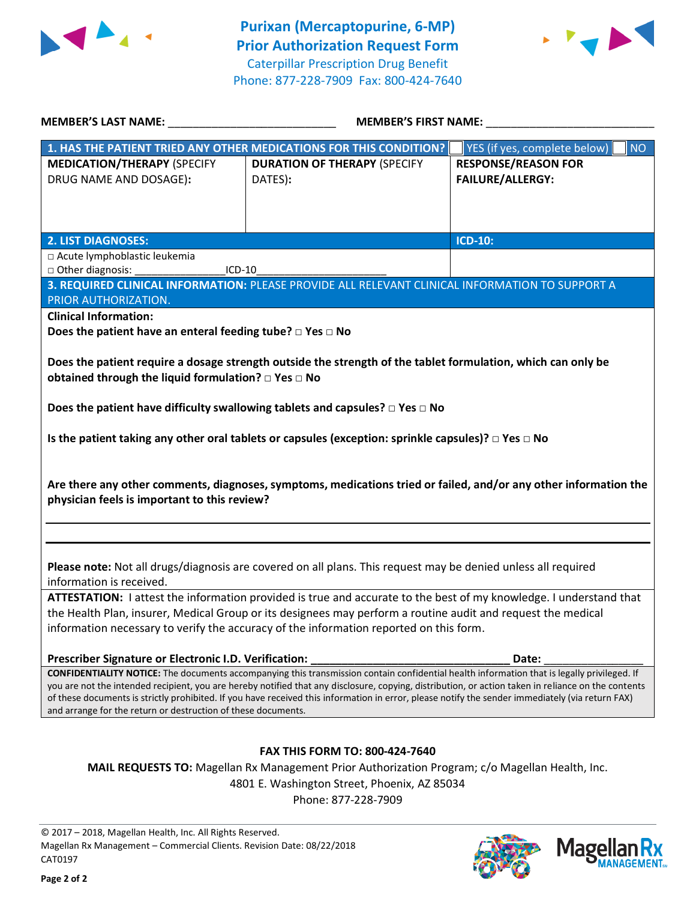# Purixan (Mercaptopurine, 6-MP) Prior Authorization Request Form

Caterpillar Prescription Drug Benefit
Phone: 877-228-7909 Fax: 800-424-7640

**MEMBER'S LAST NAME:** ___________________________ **MEMBER'S FIRST NAME:** ___________________________

| **1. HAS THE PATIENT TRIED ANY OTHER MEDICATIONS FOR THIS CONDITION?** | | ☐ YES (if yes, complete below) ☐ NO |
|---|---|---|
| **MEDICATION/THERAPY** (SPECIFY DRUG NAME AND DOSAGE): | **DURATION OF THERAPY** (SPECIFY DATES): | **RESPONSE/REASON FOR FAILURE/ALLERGY:** |
| | | |

| **2. LIST DIAGNOSES:** | **ICD-10:** |
|---|---|
| □ Acute lymphoblastic leukemia<br>□ Other diagnosis: _______________ICD-10_____________________ | |

**3. REQUIRED CLINICAL INFORMATION:** PLEASE PROVIDE ALL RELEVANT CLINICAL INFORMATION TO SUPPORT A PRIOR AUTHORIZATION.

**Clinical Information:**

**Does the patient have an enteral feeding tube? □ Yes □ No**

**Does the patient require a dosage strength outside the strength of the tablet formulation, which can only be obtained through the liquid formulation? □ Yes □ No**

**Does the patient have difficulty swallowing tablets and capsules? □ Yes □ No**

**Is the patient taking any other oral tablets or capsules (exception: sprinkle capsules)? □ Yes □ No**

**Are there any other comments, diagnoses, symptoms, medications tried or failed, and/or any other information the physician feels is important to this review?**

_______________________________________________________________________________

_______________________________________________________________________________

**Please note:** Not all drugs/diagnosis are covered on all plans. This request may be denied unless all required information is received.

**ATTESTATION:** I attest the information provided is true and accurate to the best of my knowledge. I understand that the Health Plan, insurer, Medical Group or its designees may perform a routine audit and request the medical information necessary to verify the accuracy of the information reported on this form.

**Prescriber Signature or Electronic I.D. Verification:** _______________________________ **Date:** _______________

**CONFIDENTIALITY NOTICE:** The documents accompanying this transmission contain confidential health information that is legally privileged. If you are not the intended recipient, you are hereby notified that any disclosure, copying, distribution, or action taken in reliance on the contents of these documents is strictly prohibited. If you have received this information in error, please notify the sender immediately (via return FAX) and arrange for the return or destruction of these documents.

**FAX THIS FORM TO: 800-424-7640**

**MAIL REQUESTS TO:** Magellan Rx Management Prior Authorization Program; c/o Magellan Health, Inc.
4801 E. Washington Street, Phoenix, AZ 85034
Phone: 877-228-7909

© 2017 – 2018, Magellan Health, Inc. All Rights Reserved.
Magellan Rx Management – Commercial Clients. Revision Date: 08/22/2018
CAT0197